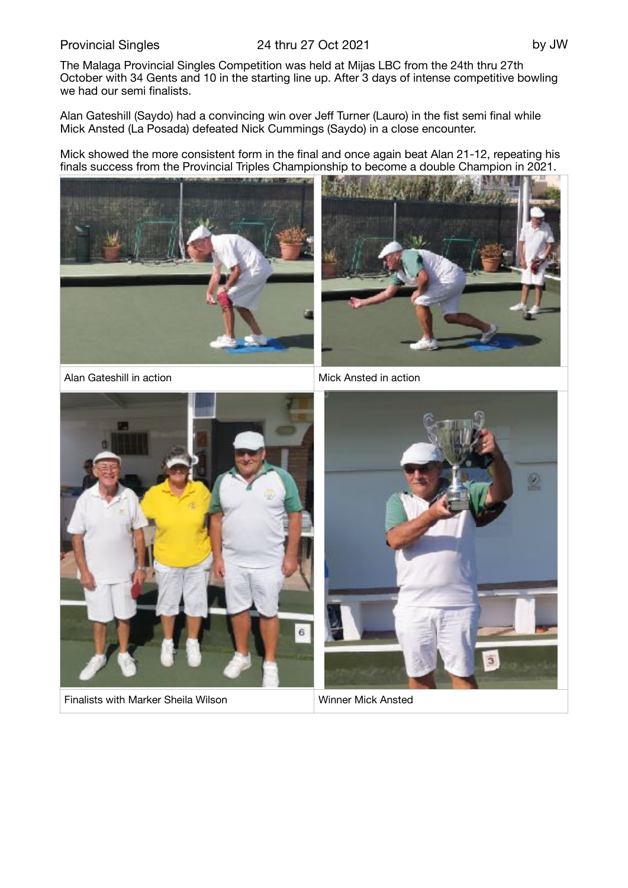Provincial Singles 24 thru 27 Oct 2021 by JW

The Malaga Provincial Singles Competition was held at Mijas LBC from the 24th thru 27th October with 34 Gents and 10 in the starting line up. After 3 days of intense competitive bowling we had our semi finalists.

Alan Gateshill (Saydo) had a convincing win over Jeff Turner (Lauro) in the fist semi final while Mick Ansted (La Posada) defeated Nick Cummings (Saydo) in a close encounter.

Mick showed the more consistent form in the final and once again beat Alan 21-12, repeating his finals success from the Provincial Triples Championship to become a double Champion in 2021.

| Alan Gateshill in action | Mick Ansted in action |
| --- | --- |
| Finalists with Marker Sheila Wilson | Winner Mick Ansted |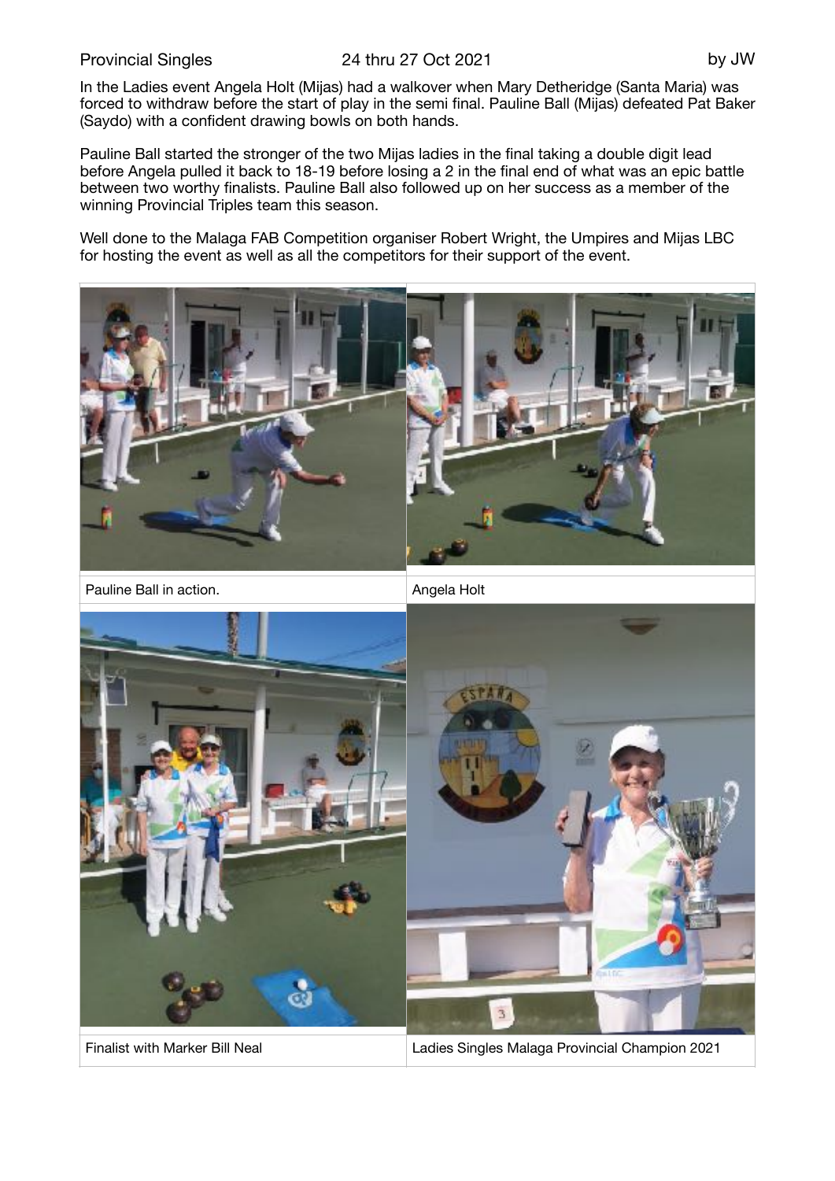Provincial Singles 24 thru 27 Oct 2021 by JW

In the Ladies event Angela Holt (Mijas) had a walkover when Mary Detheridge (Santa Maria) was forced to withdraw before the start of play in the semi final. Pauline Ball (Mijas) defeated Pat Baker (Saydo) with a confident drawing bowls on both hands.

Pauline Ball started the stronger of the two Mijas ladies in the final taking a double digit lead before Angela pulled it back to 18-19 before losing a 2 in the final end of what was an epic battle between two worthy finalists. Pauline Ball also followed up on her success as a member of the winning Provincial Triples team this season.

Well done to the Malaga FAB Competition organiser Robert Wright, the Umpires and Mijas LBC for hosting the event as well as all the competitors for their support of the event.

Pauline Ball in action.

Angela Holt

Finalist with Marker Bill Neal

Ladies Singles Malaga Provincial Champion 2021